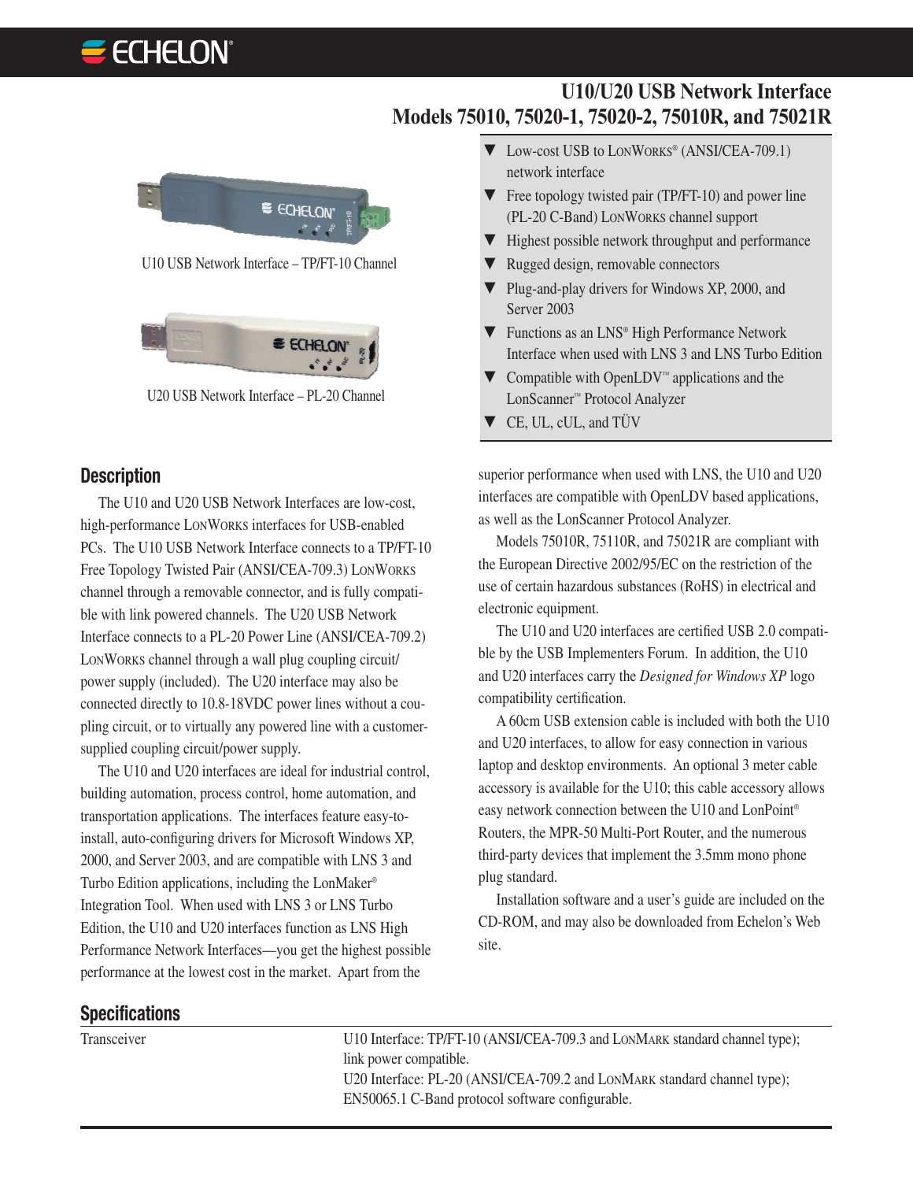# U10/U20 USB Network Interface
## Models 75010, 75020-1, 75020-2, 75010R, and 75021R

U10 USB Network Interface – TP/FT-10 Channel

U20 USB Network Interface – PL-20 Channel

- Low-cost USB to LonWorks® (ANSI/CEA-709.1) network interface
- Free topology twisted pair (TP/FT-10) and power line (PL-20 C-Band) LonWorks channel support
- Highest possible network throughput and performance
- Rugged design, removable connectors
- Plug-and-play drivers for Windows XP, 2000, and Server 2003
- Functions as an LNS® High Performance Network Interface when used with LNS 3 and LNS Turbo Edition
- Compatible with OpenLDV™ applications and the LonScanner™ Protocol Analyzer
- CE, UL, cUL, and TÜV

## Description

The U10 and U20 USB Network Interfaces are low-cost, high-performance LonWorks interfaces for USB-enabled PCs. The U10 USB Network Interface connects to a TP/FT-10 Free Topology Twisted Pair (ANSI/CEA-709.3) LonWorks channel through a removable connector, and is fully compatible with link powered channels. The U20 USB Network Interface connects to a PL-20 Power Line (ANSI/CEA-709.2) LonWorks channel through a wall plug coupling circuit/ power supply (included). The U20 interface may also be connected directly to 10.8-18VDC power lines without a coupling circuit, or to virtually any powered line with a customer-supplied coupling circuit/power supply.

The U10 and U20 interfaces are ideal for industrial control, building automation, process control, home automation, and transportation applications. The interfaces feature easy-to-install, auto-configuring drivers for Microsoft Windows XP, 2000, and Server 2003, and are compatible with LNS 3 and Turbo Edition applications, including the LonMaker® Integration Tool. When used with LNS 3 or LNS Turbo Edition, the U10 and U20 interfaces function as LNS High Performance Network Interfaces—you get the highest possible performance at the lowest cost in the market. Apart from the superior performance when used with LNS, the U10 and U20 interfaces are compatible with OpenLDV based applications, as well as the LonScanner Protocol Analyzer.

Models 75010R, 75110R, and 75021R are compliant with the European Directive 2002/95/EC on the restriction of the use of certain hazardous substances (RoHS) in electrical and electronic equipment.

The U10 and U20 interfaces are certified USB 2.0 compatible by the USB Implementers Forum. In addition, the U10 and U20 interfaces carry the *Designed for Windows XP* logo compatibility certification.

A 60cm USB extension cable is included with both the U10 and U20 interfaces, to allow for easy connection in various laptop and desktop environments. An optional 3 meter cable accessory is available for the U10; this cable accessory allows easy network connection between the U10 and LonPoint® Routers, the MPR-50 Multi-Port Router, and the numerous third-party devices that implement the 3.5mm mono phone plug standard.

Installation software and a user's guide are included on the CD-ROM, and may also be downloaded from Echelon's Web site.

## Specifications

| | |
|---|---|
| Transceiver | U10 Interface: TP/FT-10 (ANSI/CEA-709.3 and LonMark standard channel type); link power compatible.<br>U20 Interface: PL-20 (ANSI/CEA-709.2 and LonMark standard channel type); EN50065.1 C-Band protocol software configurable. |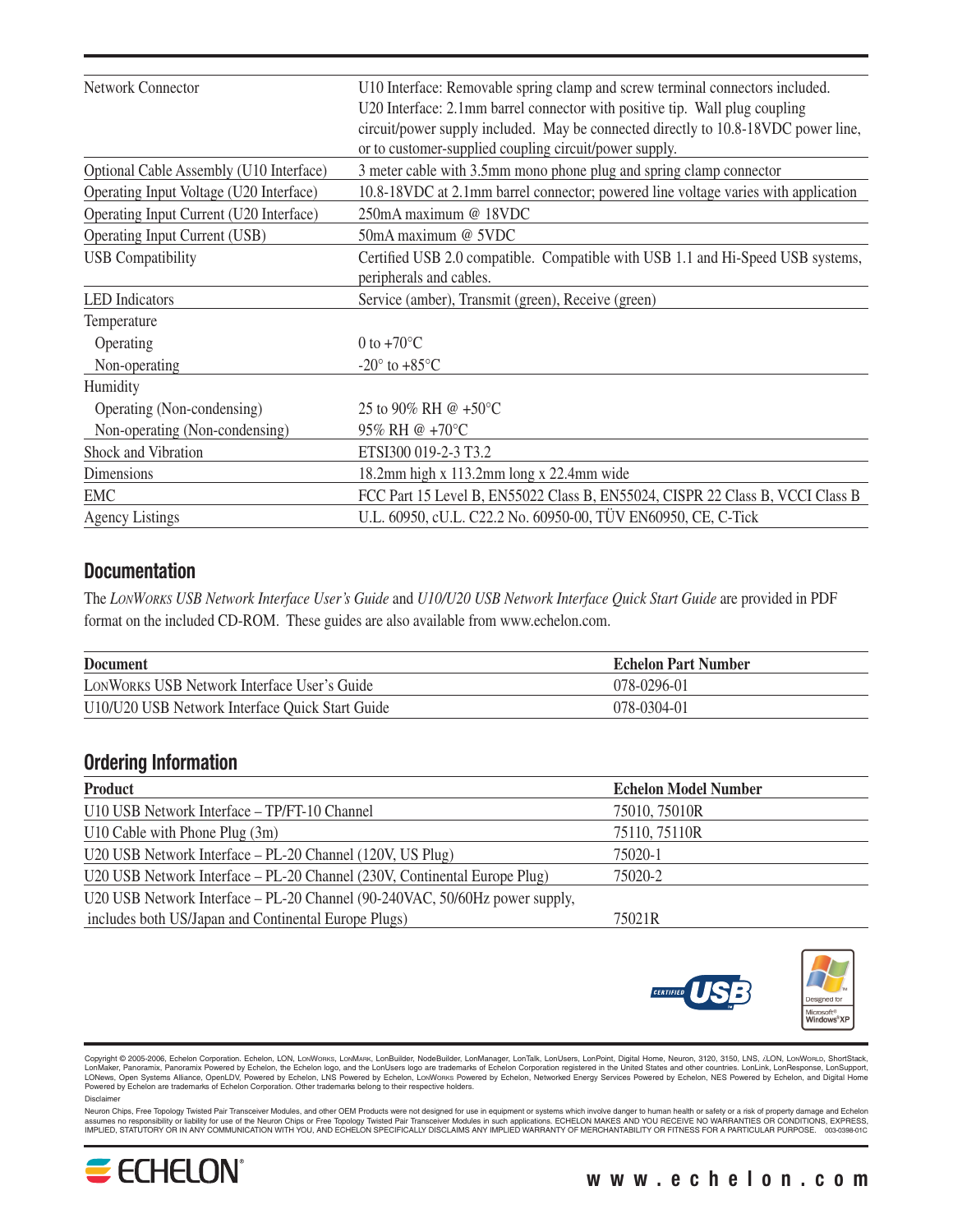| | |
|---|---|
| Network Connector | U10 Interface: Removable spring clamp and screw terminal connectors included. U20 Interface: 2.1mm barrel connector with positive tip. Wall plug coupling circuit/power supply included. May be connected directly to 10.8-18VDC power line, or to customer-supplied coupling circuit/power supply. |
| Optional Cable Assembly (U10 Interface) | 3 meter cable with 3.5mm mono phone plug and spring clamp connector |
| Operating Input Voltage (U20 Interface) | 10.8-18VDC at 2.1mm barrel connector; powered line voltage varies with application |
| Operating Input Current (U20 Interface) | 250mA maximum @ 18VDC |
| Operating Input Current (USB) | 50mA maximum @ 5VDC |
| USB Compatibility | Certified USB 2.0 compatible. Compatible with USB 1.1 and Hi-Speed USB systems, peripherals and cables. |
| LED Indicators | Service (amber), Transmit (green), Receive (green) |
| Temperature | |
| Operating | 0 to +70°C |
| Non-operating | -20° to +85°C |
| Humidity | |
| Operating (Non-condensing) | 25 to 90% RH @ +50°C |
| Non-operating (Non-condensing) | 95% RH @ +70°C |
| Shock and Vibration | ETSI300 019-2-3 T3.2 |
| Dimensions | 18.2mm high x 113.2mm long x 22.4mm wide |
| EMC | FCC Part 15 Level B, EN55022 Class B, EN55024, CISPR 22 Class B, VCCI Class B |
| Agency Listings | U.L. 60950, cU.L. C22.2 No. 60950-00, TÜV EN60950, CE, C-Tick |

## Documentation

The *LonWorks USB Network Interface User's Guide* and *U10/U20 USB Network Interface Quick Start Guide* are provided in PDF format on the included CD-ROM. These guides are also available from www.echelon.com.

| Document | Echelon Part Number |
|---|---|
| LonWorks USB Network Interface User's Guide | 078-0296-01 |
| U10/U20 USB Network Interface Quick Start Guide | 078-0304-01 |

## Ordering Information

| Product | Echelon Model Number |
|---|---|
| U10 USB Network Interface – TP/FT-10 Channel | 75010, 75010R |
| U10 Cable with Phone Plug (3m) | 75110, 75110R |
| U20 USB Network Interface – PL-20 Channel (120V, US Plug) | 75020-1 |
| U20 USB Network Interface – PL-20 Channel (230V, Continental Europe Plug) | 75020-2 |
| U20 USB Network Interface – PL-20 Channel (90-240VAC, 50/60Hz power supply, includes both US/Japan and Continental Europe Plugs) | 75021R |

Copyright © 2005-2006, Echelon Corporation. Echelon, LON, LonWorks, LonMark, LonBuilder, NodeBuilder, LonManager, LonTalk, LonUsers, LonPoint, Digital Home, Neuron, 3120, 3150, LNS, i.LON, LonWorld, ShortStack, LonMaker, Panoramix, Panoramix Powered by Echelon, the Echelon logo, and the LonUsers logo are trademarks of Echelon Corporation registered in the United States and other countries. LonLink, LonResponse, LonSupport, LONews, Open Systems Alliance, OpenLDV, Powered by Echelon, LNS Powered by Echelon, LonWorks Powered by Echelon, Networked Energy Services Powered by Echelon, NES Powered by Echelon, and Digital Home Powered by Echelon are trademarks of Echelon Corporation. Other trademarks belong to their respective holders.

Disclaimer

Neuron Chips, Free Topology Twisted Pair Transceiver Modules, and other OEM Products were not designed for use in equipment or systems which involve danger to human health or safety or a risk of property damage and Echelon assumes no responsibility or liability for use of the Neuron Chips or Free Topology Twisted Pair Transceiver Modules in such applications. ECHELON MAKES AND YOU RECEIVE NO WARRANTIES OR CONDITIONS, EXPRESS, IMPLIED, STATUTORY OR IN ANY COMMUNICATION WITH YOU, AND ECHELON SPECIFICALLY DISCLAIMS ANY IMPLIED WARRANTY OF MERCHANTABILITY OR FITNESS FOR A PARTICULAR PURPOSE. 003-0398-01C

ECHELON®

www.echelon.com